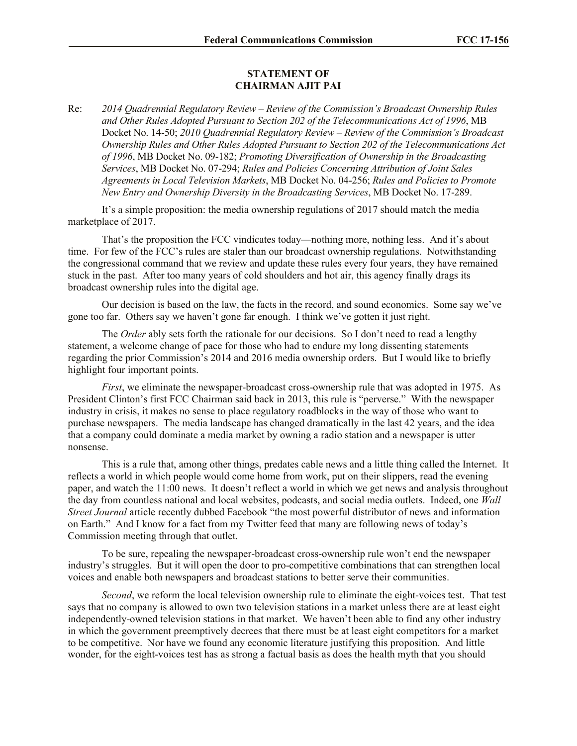## STATEMENT OF CHAIRMAN AJIT PAI

Re: *2014 Quadrennial Regulatory Review – Review of the Commission's Broadcast Ownership Rules and Other Rules Adopted Pursuant to Section 202 of the Telecommunications Act of 1996*, MB Docket No. 14-50; *2010 Quadrennial Regulatory Review – Review of the Commission's Broadcast Ownership Rules and Other Rules Adopted Pursuant to Section 202 of the Telecommunications Act of 1996*, MB Docket No. 09-182; *Promoting Diversification of Ownership in the Broadcasting Services*, MB Docket No. 07-294; *Rules and Policies Concerning Attribution of Joint Sales Agreements in Local Television Markets*, MB Docket No. 04-256; *Rules and Policies to Promote New Entry and Ownership Diversity in the Broadcasting Services*, MB Docket No. 17-289.

It's a simple proposition: the media ownership regulations of 2017 should match the media marketplace of 2017.

That's the proposition the FCC vindicates today—nothing more, nothing less. And it's about time. For few of the FCC's rules are staler than our broadcast ownership regulations. Notwithstanding the congressional command that we review and update these rules every four years, they have remained stuck in the past. After too many years of cold shoulders and hot air, this agency finally drags its broadcast ownership rules into the digital age.

Our decision is based on the law, the facts in the record, and sound economics. Some say we've gone too far. Others say we haven't gone far enough. I think we've gotten it just right.

The *Order* ably sets forth the rationale for our decisions. So I don't need to read a lengthy statement, a welcome change of pace for those who had to endure my long dissenting statements regarding the prior Commission's 2014 and 2016 media ownership orders. But I would like to briefly highlight four important points.

*First*, we eliminate the newspaper-broadcast cross-ownership rule that was adopted in 1975. As President Clinton's first FCC Chairman said back in 2013, this rule is "perverse." With the newspaper industry in crisis, it makes no sense to place regulatory roadblocks in the way of those who want to purchase newspapers. The media landscape has changed dramatically in the last 42 years, and the idea that a company could dominate a media market by owning a radio station and a newspaper is utter nonsense.

This is a rule that, among other things, predates cable news and a little thing called the Internet. It reflects a world in which people would come home from work, put on their slippers, read the evening paper, and watch the 11:00 news. It doesn't reflect a world in which we get news and analysis throughout the day from countless national and local websites, podcasts, and social media outlets. Indeed, one *Wall Street Journal* article recently dubbed Facebook "the most powerful distributor of news and information on Earth." And I know for a fact from my Twitter feed that many are following news of today's Commission meeting through that outlet.

To be sure, repealing the newspaper-broadcast cross-ownership rule won't end the newspaper industry's struggles. But it will open the door to pro-competitive combinations that can strengthen local voices and enable both newspapers and broadcast stations to better serve their communities.

*Second*, we reform the local television ownership rule to eliminate the eight-voices test. That test says that no company is allowed to own two television stations in a market unless there are at least eight independently-owned television stations in that market. We haven't been able to find any other industry in which the government preemptively decrees that there must be at least eight competitors for a market to be competitive. Nor have we found any economic literature justifying this proposition. And little wonder, for the eight-voices test has as strong a factual basis as does the health myth that you should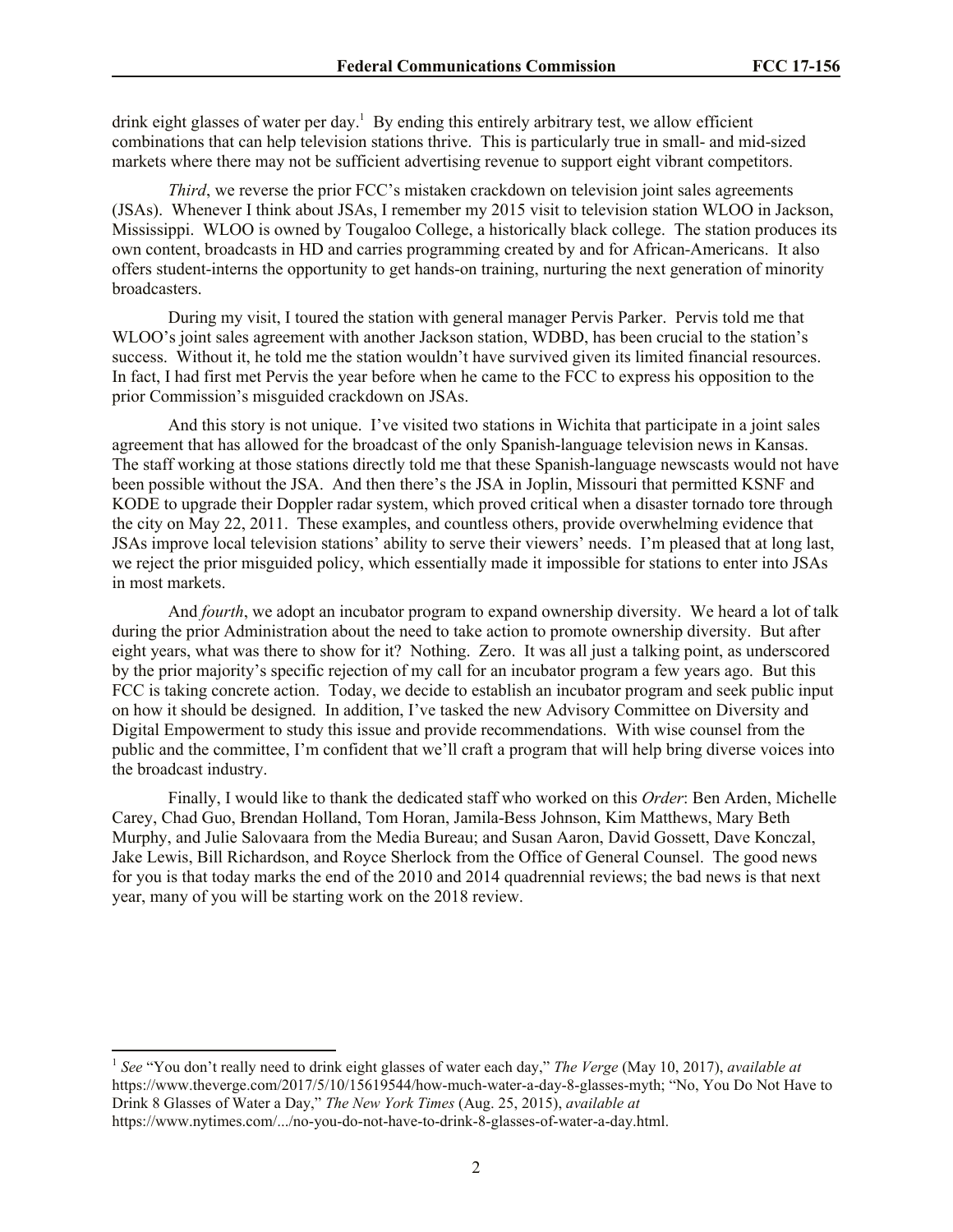drink eight glasses of water per day.[1] By ending this entirely arbitrary test, we allow efficient combinations that can help television stations thrive. This is particularly true in small- and mid-sized markets where there may not be sufficient advertising revenue to support eight vibrant competitors.

*Third*, we reverse the prior FCC's mistaken crackdown on television joint sales agreements (JSAs). Whenever I think about JSAs, I remember my 2015 visit to television station WLOO in Jackson, Mississippi. WLOO is owned by Tougaloo College, a historically black college. The station produces its own content, broadcasts in HD and carries programming created by and for African-Americans. It also offers student-interns the opportunity to get hands-on training, nurturing the next generation of minority broadcasters.

During my visit, I toured the station with general manager Pervis Parker. Pervis told me that WLOO's joint sales agreement with another Jackson station, WDBD, has been crucial to the station's success. Without it, he told me the station wouldn't have survived given its limited financial resources. In fact, I had first met Pervis the year before when he came to the FCC to express his opposition to the prior Commission's misguided crackdown on JSAs.

And this story is not unique. I've visited two stations in Wichita that participate in a joint sales agreement that has allowed for the broadcast of the only Spanish-language television news in Kansas. The staff working at those stations directly told me that these Spanish-language newscasts would not have been possible without the JSA. And then there's the JSA in Joplin, Missouri that permitted KSNF and KODE to upgrade their Doppler radar system, which proved critical when a disaster tornado tore through the city on May 22, 2011. These examples, and countless others, provide overwhelming evidence that JSAs improve local television stations' ability to serve their viewers' needs. I'm pleased that at long last, we reject the prior misguided policy, which essentially made it impossible for stations to enter into JSAs in most markets.

And *fourth*, we adopt an incubator program to expand ownership diversity. We heard a lot of talk during the prior Administration about the need to take action to promote ownership diversity. But after eight years, what was there to show for it? Nothing. Zero. It was all just a talking point, as underscored by the prior majority's specific rejection of my call for an incubator program a few years ago. But this FCC is taking concrete action. Today, we decide to establish an incubator program and seek public input on how it should be designed. In addition, I've tasked the new Advisory Committee on Diversity and Digital Empowerment to study this issue and provide recommendations. With wise counsel from the public and the committee, I'm confident that we'll craft a program that will help bring diverse voices into the broadcast industry.

Finally, I would like to thank the dedicated staff who worked on this *Order*: Ben Arden, Michelle Carey, Chad Guo, Brendan Holland, Tom Horan, Jamila-Bess Johnson, Kim Matthews, Mary Beth Murphy, and Julie Salovaara from the Media Bureau; and Susan Aaron, David Gossett, Dave Konczal, Jake Lewis, Bill Richardson, and Royce Sherlock from the Office of General Counsel. The good news for you is that today marks the end of the 2010 and 2014 quadrennial reviews; the bad news is that next year, many of you will be starting work on the 2018 review.

---

[1] *See* "You don't really need to drink eight glasses of water each day," *The Verge* (May 10, 2017), *available at* https://www.theverge.com/2017/5/10/15619544/how-much-water-a-day-8-glasses-myth; "No, You Do Not Have to Drink 8 Glasses of Water a Day," *The New York Times* (Aug. 25, 2015), *available at* https://www.nytimes.com/.../no-you-do-not-have-to-drink-8-glasses-of-water-a-day.html.